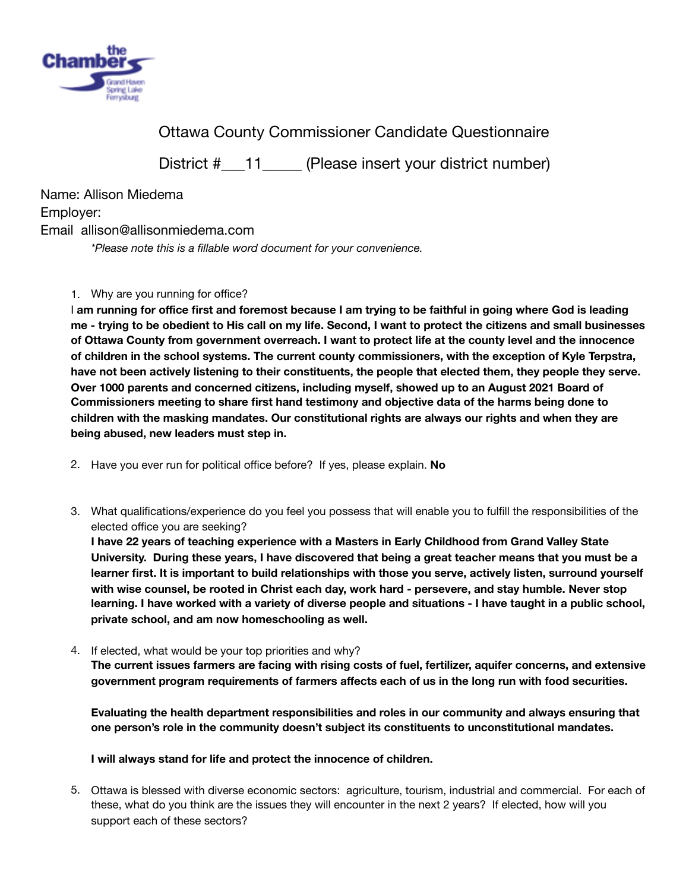# Ottawa County Commissioner Candidate Questionnaire

District #___11_____ (Please insert your district number)

Name: Allison Miedema
Employer:
Email allison@allisonmiedema.com

*\*Please note this is a fillable word document for your convenience.*

1. Why are you running for office?
I **am running for office first and foremost because I am trying to be faithful in going where God is leading me - trying to be obedient to His call on my life. Second, I want to protect the citizens and small businesses of Ottawa County from government overreach. I want to protect life at the county level and the innocence of children in the school systems. The current county commissioners, with the exception of Kyle Terpstra, have not been actively listening to their constituents, the people that elected them, they people they serve. Over 1000 parents and concerned citizens, including myself, showed up to an August 2021 Board of Commissioners meeting to share first hand testimony and objective data of the harms being done to children with the masking mandates. Our constitutional rights are always our rights and when they are being abused, new leaders must step in.**

2. Have you ever run for political office before? If yes, please explain. **No**

3. What qualifications/experience do you feel you possess that will enable you to fulfill the responsibilities of the elected office you are seeking?
**I have 22 years of teaching experience with a Masters in Early Childhood from Grand Valley State University. During these years, I have discovered that being a great teacher means that you must be a learner first. It is important to build relationships with those you serve, actively listen, surround yourself with wise counsel, be rooted in Christ each day, work hard - persevere, and stay humble. Never stop learning. I have worked with a variety of diverse people and situations - I have taught in a public school, private school, and am now homeschooling as well.**

4. If elected, what would be your top priorities and why?
**The current issues farmers are facing with rising costs of fuel, fertilizer, aquifer concerns, and extensive government program requirements of farmers affects each of us in the long run with food securities.**

   **Evaluating the health department responsibilities and roles in our community and always ensuring that one person's role in the community doesn't subject its constituents to unconstitutional mandates.**

   **I will always stand for life and protect the innocence of children.**

5. Ottawa is blessed with diverse economic sectors: agriculture, tourism, industrial and commercial. For each of these, what do you think are the issues they will encounter in the next 2 years? If elected, how will you support each of these sectors?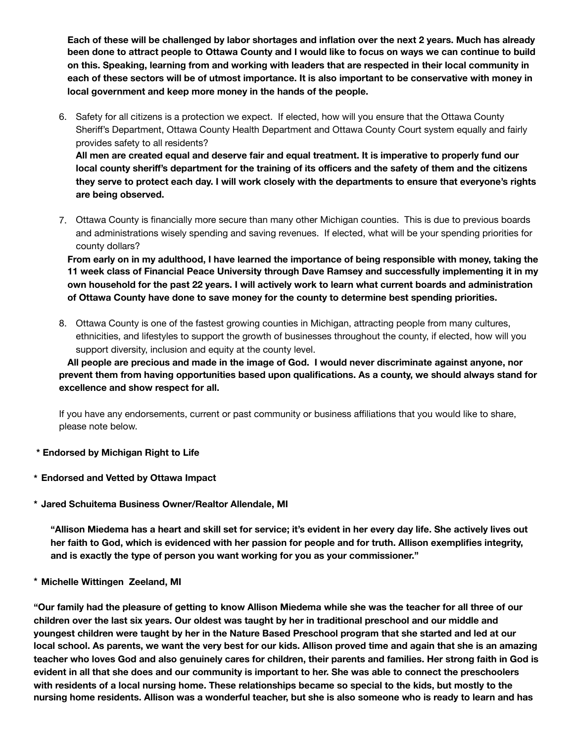**Each of these will be challenged by labor shortages and inflation over the next 2 years. Much has already been done to attract people to Ottawa County and I would like to focus on ways we can continue to build on this. Speaking, learning from and working with leaders that are respected in their local community in each of these sectors will be of utmost importance. It is also important to be conservative with money in local government and keep more money in the hands of the people.**

6. Safety for all citizens is a protection we expect. If elected, how will you ensure that the Ottawa County Sheriff's Department, Ottawa County Health Department and Ottawa County Court system equally and fairly provides safety to all residents?

   **All men are created equal and deserve fair and equal treatment. It is imperative to properly fund our local county sheriff's department for the training of its officers and the safety of them and the citizens they serve to protect each day. I will work closely with the departments to ensure that everyone's rights are being observed.**

7. Ottawa County is financially more secure than many other Michigan counties. This is due to previous boards and administrations wisely spending and saving revenues. If elected, what will be your spending priorities for county dollars?

   **From early on in my adulthood, I have learned the importance of being responsible with money, taking the 11 week class of Financial Peace University through Dave Ramsey and successfully implementing it in my own household for the past 22 years. I will actively work to learn what current boards and administration of Ottawa County have done to save money for the county to determine best spending priorities.**

8. Ottawa County is one of the fastest growing counties in Michigan, attracting people from many cultures, ethnicities, and lifestyles to support the growth of businesses throughout the county, if elected, how will you support diversity, inclusion and equity at the county level.

   **All people are precious and made in the image of God. I would never discriminate against anyone, nor prevent them from having opportunities based upon qualifications. As a county, we should always stand for excellence and show respect for all.**

If you have any endorsements, current or past community or business affiliations that you would like to share, please note below.

**\* Endorsed by Michigan Right to Life**

**\* Endorsed and Vetted by Ottawa Impact**

**\* Jared Schuitema Business Owner/Realtor Allendale, MI**

**"Allison Miedema has a heart and skill set for service; it's evident in her every day life. She actively lives out her faith to God, which is evidenced with her passion for people and for truth. Allison exemplifies integrity, and is exactly the type of person you want working for you as your commissioner."**

**\* Michelle Wittingen Zeeland, MI**

**"Our family had the pleasure of getting to know Allison Miedema while she was the teacher for all three of our children over the last six years. Our oldest was taught by her in traditional preschool and our middle and youngest children were taught by her in the Nature Based Preschool program that she started and led at our local school. As parents, we want the very best for our kids. Allison proved time and again that she is an amazing teacher who loves God and also genuinely cares for children, their parents and families. Her strong faith in God is evident in all that she does and our community is important to her. She was able to connect the preschoolers with residents of a local nursing home. These relationships became so special to the kids, but mostly to the nursing home residents. Allison was a wonderful teacher, but she is also someone who is ready to learn and has**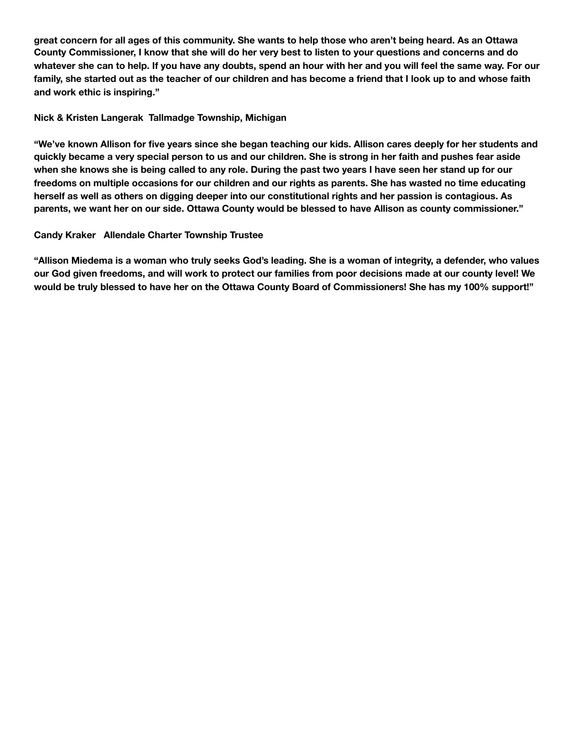**great concern for all ages of this community. She wants to help those who aren't being heard. As an Ottawa County Commissioner, I know that she will do her very best to listen to your questions and concerns and do whatever she can to help. If you have any doubts, spend an hour with her and you will feel the same way. For our family, she started out as the teacher of our children and has become a friend that I look up to and whose faith and work ethic is inspiring."**

**Nick & Kristen Langerak  Tallmadge Township, Michigan**

**"We've known Allison for five years since she began teaching our kids. Allison cares deeply for her students and quickly became a very special person to us and our children. She is strong in her faith and pushes fear aside when she knows she is being called to any role. During the past two years I have seen her stand up for our freedoms on multiple occasions for our children and our rights as parents. She has wasted no time educating herself as well as others on digging deeper into our constitutional rights and her passion is contagious. As parents, we want her on our side. Ottawa County would be blessed to have Allison as county commissioner."**

**Candy Kraker   Allendale Charter Township Trustee**

**"Allison Miedema is a woman who truly seeks God's leading. She is a woman of integrity, a defender, who values our God given freedoms, and will work to protect our families from poor decisions made at our county level! We would be truly blessed to have her on the Ottawa County Board of Commissioners! She has my 100% support!"**